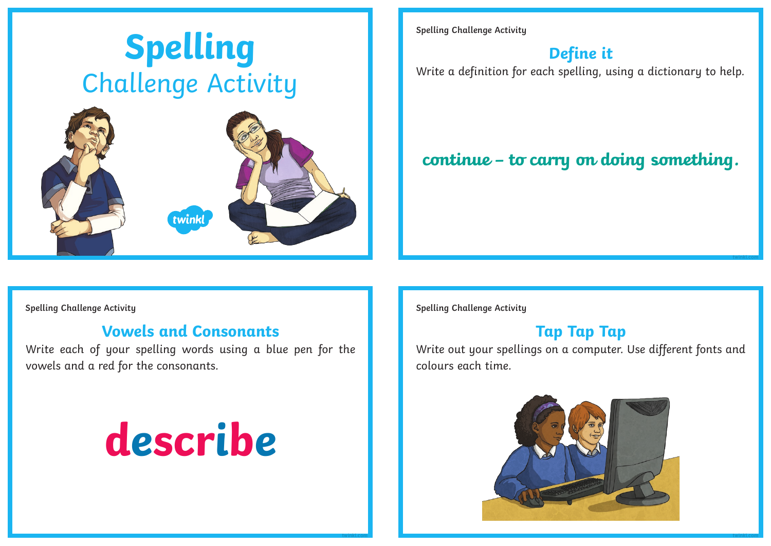# Spelling
## Challenge Activity

twinkl

---

Spelling Challenge Activity

## Define it

Write a definition for each spelling, using a dictionary to help.

continue – to carry on doing something.

---

Spelling Challenge Activity

## Vowels and Consonants

Write each of your spelling words using a blue pen for the vowels and a red for the consonants.

describe

---

Spelling Challenge Activity

## Tap Tap Tap

Write out your spellings on a computer. Use different fonts and colours each time.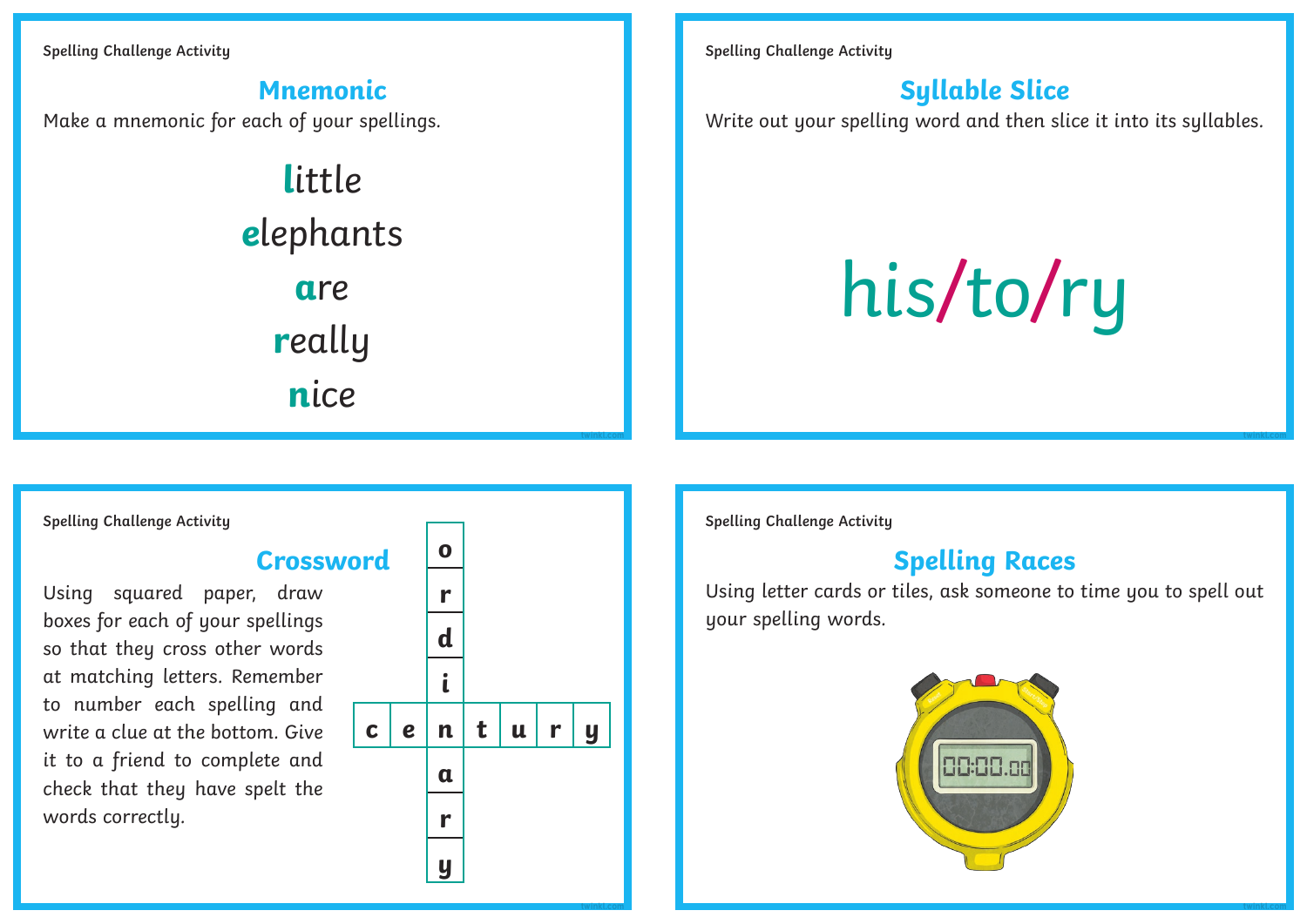Spelling Challenge Activity

## Mnemonic

Make a mnemonic for each of your spellings.

**l**ittle
**e**lephants
**a**re
**r**eally
**n**ice

Spelling Challenge Activity

## Syllable Slice

Write out your spelling word and then slice it into its syllables.

his/to/ry

Spelling Challenge Activity

## Crossword

Using squared paper, draw boxes for each of your spellings so that they cross other words at matching letters. Remember to number each spelling and write a clue at the bottom. Give it to a friend to complete and check that they have spelt the words correctly.

| | | o | | | | |
|---|---|---|---|---|---|---|
| | | r | | | | |
| | | d | | | | |
| | | i | | | | |
| c | e | n | t | u | r | y |
| | | a | | | | |
| | | r | | | | |
| | | y | | | | |

Spelling Challenge Activity

## Spelling Races

Using letter cards or tiles, ask someone to time you to spell out your spelling words.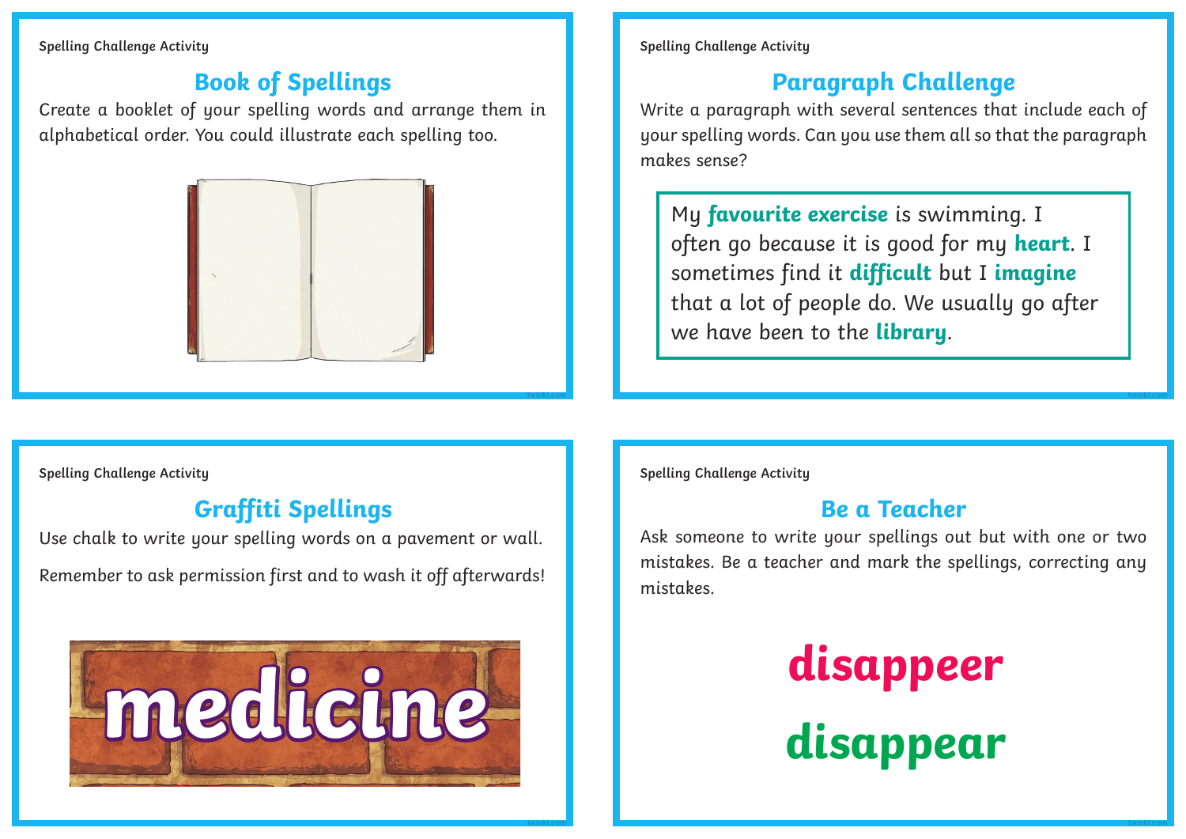Spelling Challenge Activity

## Book of Spellings

Create a booklet of your spelling words and arrange them in alphabetical order. You could illustrate each spelling too.

Spelling Challenge Activity

## Paragraph Challenge

Write a paragraph with several sentences that include each of your spelling words. Can you use them all so that the paragraph makes sense?

> My **favourite exercise** is swimming. I often go because it is good for my **heart**. I sometimes find it **difficult** but I **imagine** that a lot of people do. We usually go after we have been to the **library**.

Spelling Challenge Activity

## Graffiti Spellings

Use chalk to write your spelling words on a pavement or wall.

Remember to ask permission first and to wash it off afterwards!

medicine

Spelling Challenge Activity

## Be a Teacher

Ask someone to write your spellings out but with one or two mistakes. Be a teacher and mark the spellings, correcting any mistakes.

**disappeer**

**disappear**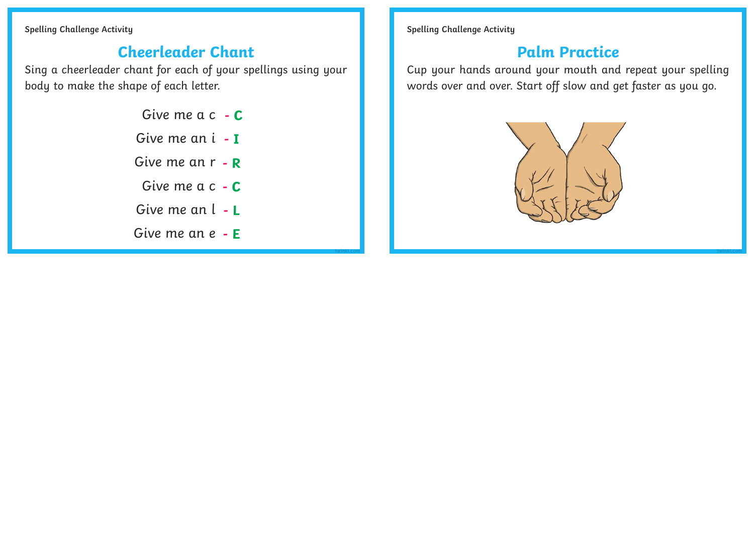Spelling Challenge Activity

## Cheerleader Chant

Sing a cheerleader chant for each of your spellings using your body to make the shape of each letter.

Give me a c - C

Give me an i - I

Give me an r - R

Give me a c - C

Give me an l - L

Give me an e - E

Spelling Challenge Activity

## Palm Practice

Cup your hands around your mouth and repeat your spelling words over and over. Start off slow and get faster as you go.